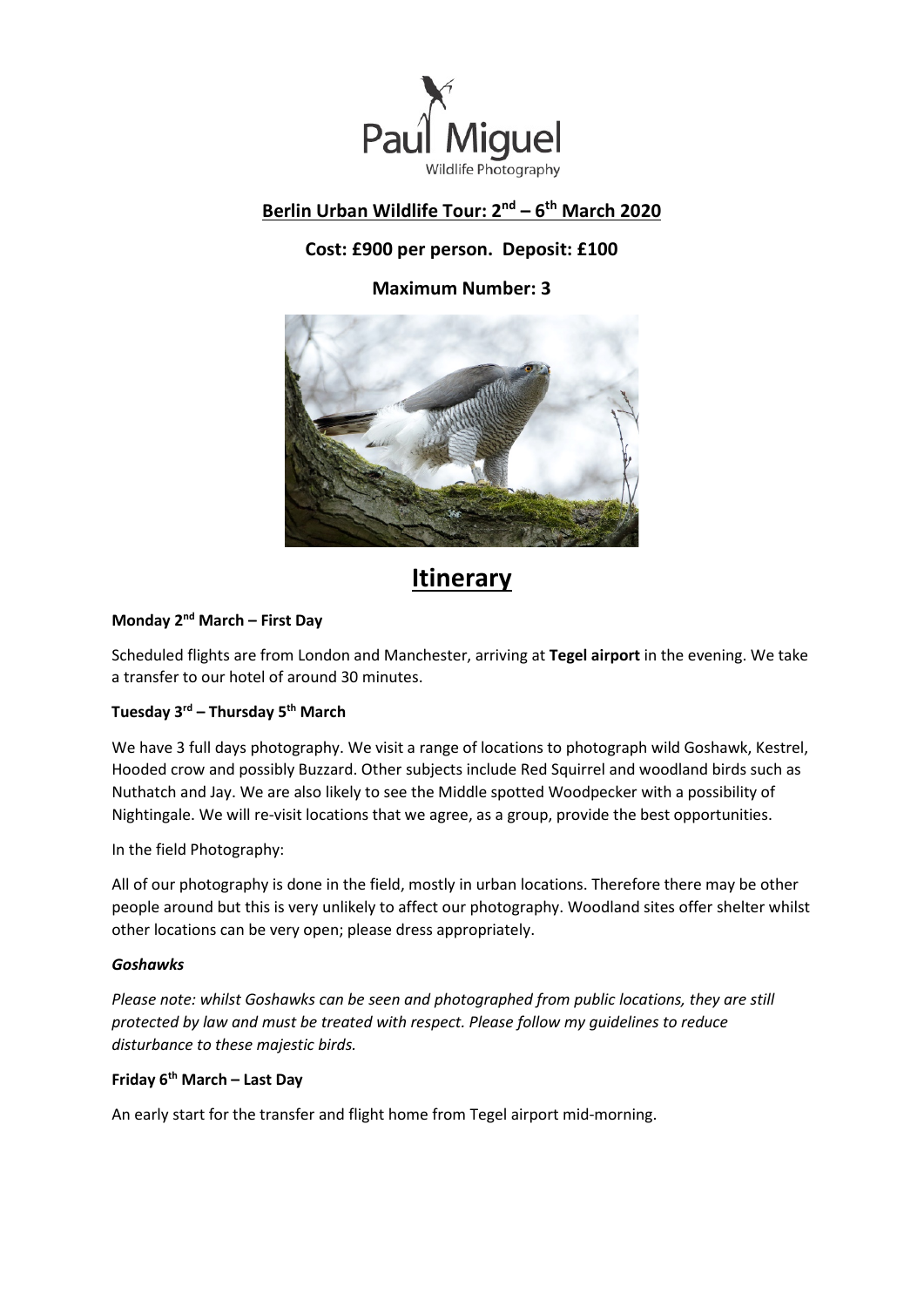Paul Miguel
Wildlife Photography

## Berlin Urban Wildlife Tour: 2nd – 6th March 2020

**Cost: £900 per person. Deposit: £100**

**Maximum Number: 3**

# Itinerary

**Monday 2nd March – First Day**

Scheduled flights are from London and Manchester, arriving at **Tegel airport** in the evening. We take a transfer to our hotel of around 30 minutes.

**Tuesday 3rd – Thursday 5th March**

We have 3 full days photography. We visit a range of locations to photograph wild Goshawk, Kestrel, Hooded crow and possibly Buzzard. Other subjects include Red Squirrel and woodland birds such as Nuthatch and Jay. We are also likely to see the Middle spotted Woodpecker with a possibility of Nightingale. We will re-visit locations that we agree, as a group, provide the best opportunities.

In the field Photography:

All of our photography is done in the field, mostly in urban locations. Therefore there may be other people around but this is very unlikely to affect our photography. Woodland sites offer shelter whilst other locations can be very open; please dress appropriately.

***Goshawks***

*Please note: whilst Goshawks can be seen and photographed from public locations, they are still protected by law and must be treated with respect. Please follow my guidelines to reduce disturbance to these majestic birds.*

**Friday 6th March – Last Day**

An early start for the transfer and flight home from Tegel airport mid-morning.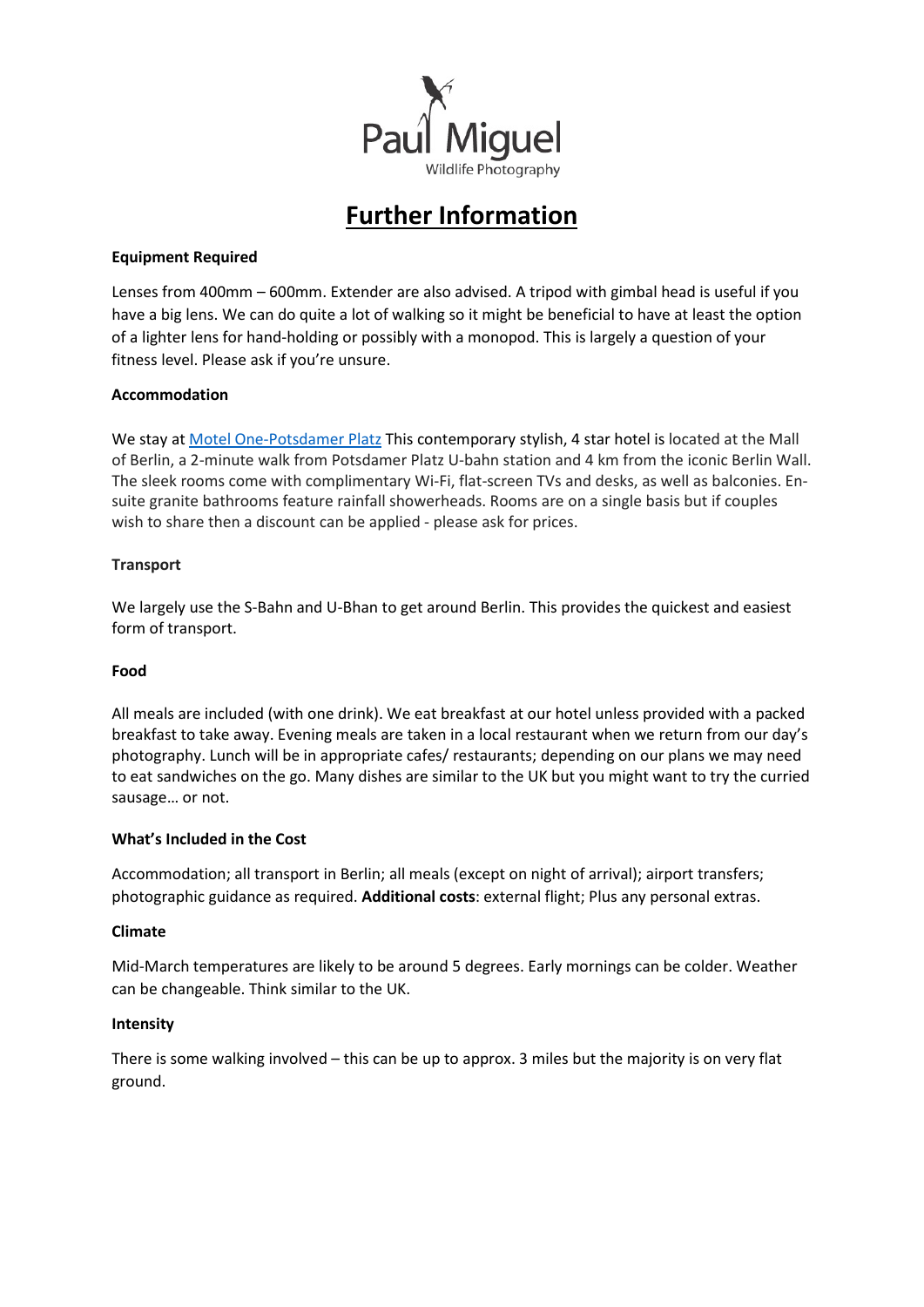# Further Information

**Equipment Required**

Lenses from 400mm – 600mm. Extender are also advised. A tripod with gimbal head is useful if you have a big lens. We can do quite a lot of walking so it might be beneficial to have at least the option of a lighter lens for hand-holding or possibly with a monopod. This is largely a question of your fitness level. Please ask if you're unsure.

**Accommodation**

We stay at [Motel One-Potsdamer Platz]() This contemporary stylish, 4 star hotel is located at the Mall of Berlin, a 2-minute walk from Potsdamer Platz U-bahn station and 4 km from the iconic Berlin Wall. The sleek rooms come with complimentary Wi-Fi, flat-screen TVs and desks, as well as balconies. En-suite granite bathrooms feature rainfall showerheads. Rooms are on a single basis but if couples wish to share then a discount can be applied - please ask for prices.

**Transport**

We largely use the S-Bahn and U-Bhan to get around Berlin. This provides the quickest and easiest form of transport.

**Food**

All meals are included (with one drink). We eat breakfast at our hotel unless provided with a packed breakfast to take away. Evening meals are taken in a local restaurant when we return from our day's photography. Lunch will be in appropriate cafes/ restaurants; depending on our plans we may need to eat sandwiches on the go. Many dishes are similar to the UK but you might want to try the curried sausage… or not.

**What's Included in the Cost**

Accommodation; all transport in Berlin; all meals (except on night of arrival); airport transfers; photographic guidance as required. **Additional costs**: external flight; Plus any personal extras.

**Climate**

Mid-March temperatures are likely to be around 5 degrees. Early mornings can be colder. Weather can be changeable. Think similar to the UK.

**Intensity**

There is some walking involved – this can be up to approx. 3 miles but the majority is on very flat ground.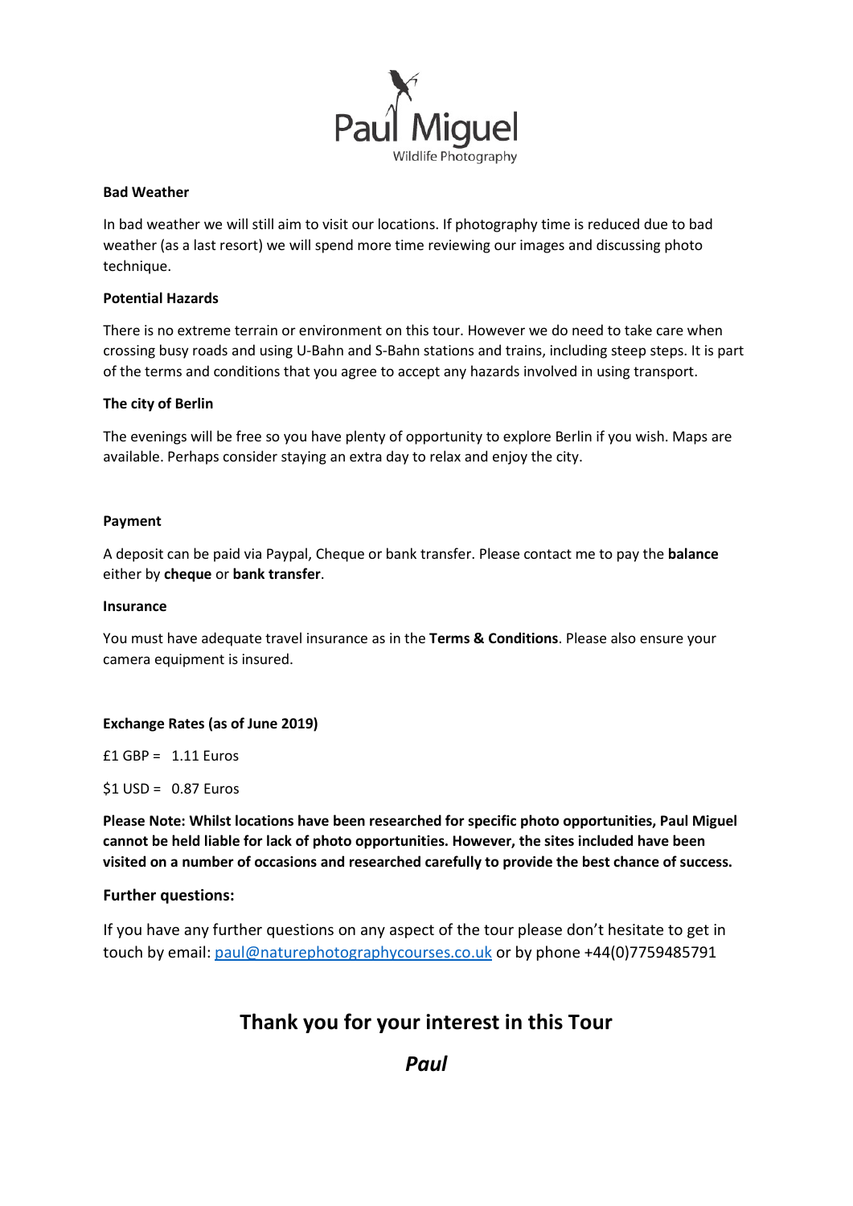Paul Miguel
Wildlife Photography

**Bad Weather**

In bad weather we will still aim to visit our locations. If photography time is reduced due to bad weather (as a last resort) we will spend more time reviewing our images and discussing photo technique.

**Potential Hazards**

There is no extreme terrain or environment on this tour. However we do need to take care when crossing busy roads and using U-Bahn and S-Bahn stations and trains, including steep steps. It is part of the terms and conditions that you agree to accept any hazards involved in using transport.

**The city of Berlin**

The evenings will be free so you have plenty of opportunity to explore Berlin if you wish. Maps are available. Perhaps consider staying an extra day to relax and enjoy the city.

**Payment**

A deposit can be paid via Paypal, Cheque or bank transfer. Please contact me to pay the **balance** either by **cheque** or **bank transfer**.

**Insurance**

You must have adequate travel insurance as in the **Terms & Conditions**. Please also ensure your camera equipment is insured.

**Exchange Rates (as of June 2019)**

£1 GBP = 1.11 Euros

$1 USD = 0.87 Euros

**Please Note: Whilst locations have been researched for specific photo opportunities, Paul Miguel cannot be held liable for lack of photo opportunities. However, the sites included have been visited on a number of occasions and researched carefully to provide the best chance of success.**

**Further questions:**

If you have any further questions on any aspect of the tour please don't hesitate to get in touch by email: paul@naturephotographycourses.co.uk or by phone +44(0)7759485791

## Thank you for your interest in this Tour

***Paul***